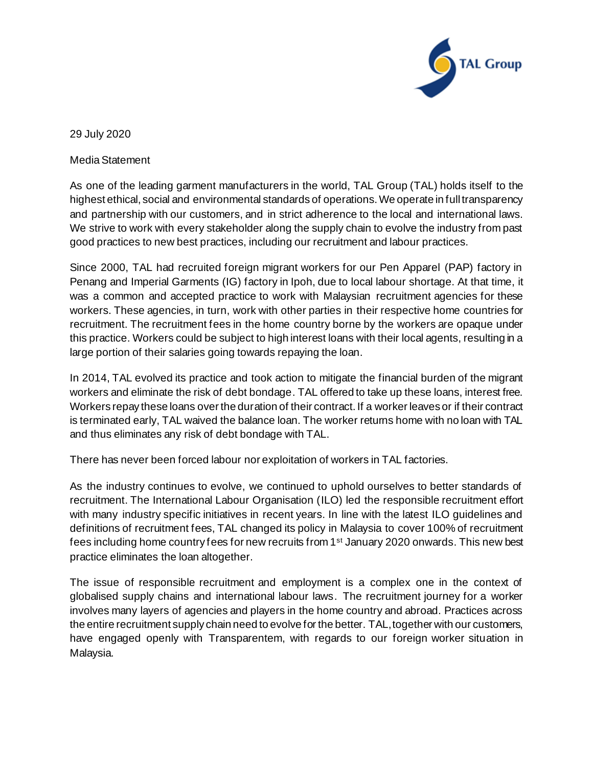29 July 2020

Media Statement

As one of the leading garment manufacturers in the world, TAL Group (TAL) holds itself to the highest ethical, social and environmental standards of operations. We operate in full transparency and partnership with our customers, and in strict adherence to the local and international laws. We strive to work with every stakeholder along the supply chain to evolve the industry from past good practices to new best practices, including our recruitment and labour practices.

Since 2000, TAL had recruited foreign migrant workers for our Pen Apparel (PAP) factory in Penang and Imperial Garments (IG) factory in Ipoh, due to local labour shortage. At that time, it was a common and accepted practice to work with Malaysian recruitment agencies for these workers. These agencies, in turn, work with other parties in their respective home countries for recruitment. The recruitment fees in the home country borne by the workers are opaque under this practice. Workers could be subject to high interest loans with their local agents, resulting in a large portion of their salaries going towards repaying the loan.

In 2014, TAL evolved its practice and took action to mitigate the financial burden of the migrant workers and eliminate the risk of debt bondage. TAL offered to take up these loans, interest free. Workers repay these loans over the duration of their contract. If a worker leaves or if their contract is terminated early, TAL waived the balance loan. The worker returns home with no loan with TAL and thus eliminates any risk of debt bondage with TAL.

There has never been forced labour nor exploitation of workers in TAL factories.

As the industry continues to evolve, we continued to uphold ourselves to better standards of recruitment. The International Labour Organisation (ILO) led the responsible recruitment effort with many industry specific initiatives in recent years. In line with the latest ILO guidelines and definitions of recruitment fees, TAL changed its policy in Malaysia to cover 100% of recruitment fees including home country fees for new recruits from 1st January 2020 onwards. This new best practice eliminates the loan altogether.

The issue of responsible recruitment and employment is a complex one in the context of globalised supply chains and international labour laws. The recruitment journey for a worker involves many layers of agencies and players in the home country and abroad. Practices across the entire recruitment supply chain need to evolve for the better. TAL, together with our customers, have engaged openly with Transparentem, with regards to our foreign worker situation in Malaysia.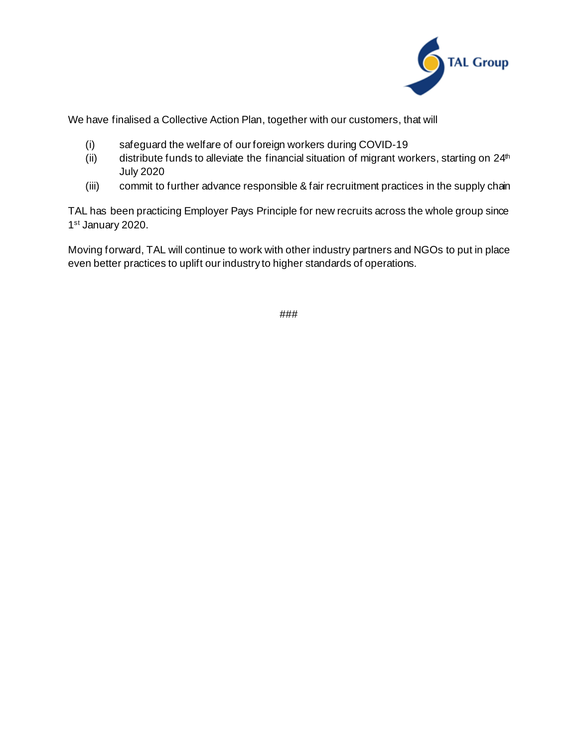We have finalised a Collective Action Plan, together with our customers, that will

(i) safeguard the welfare of our foreign workers during COVID-19
(ii) distribute funds to alleviate the financial situation of migrant workers, starting on 24th July 2020
(iii) commit to further advance responsible & fair recruitment practices in the supply chain

TAL has been practicing Employer Pays Principle for new recruits across the whole group since 1st January 2020.

Moving forward, TAL will continue to work with other industry partners and NGOs to put in place even better practices to uplift our industry to higher standards of operations.

###